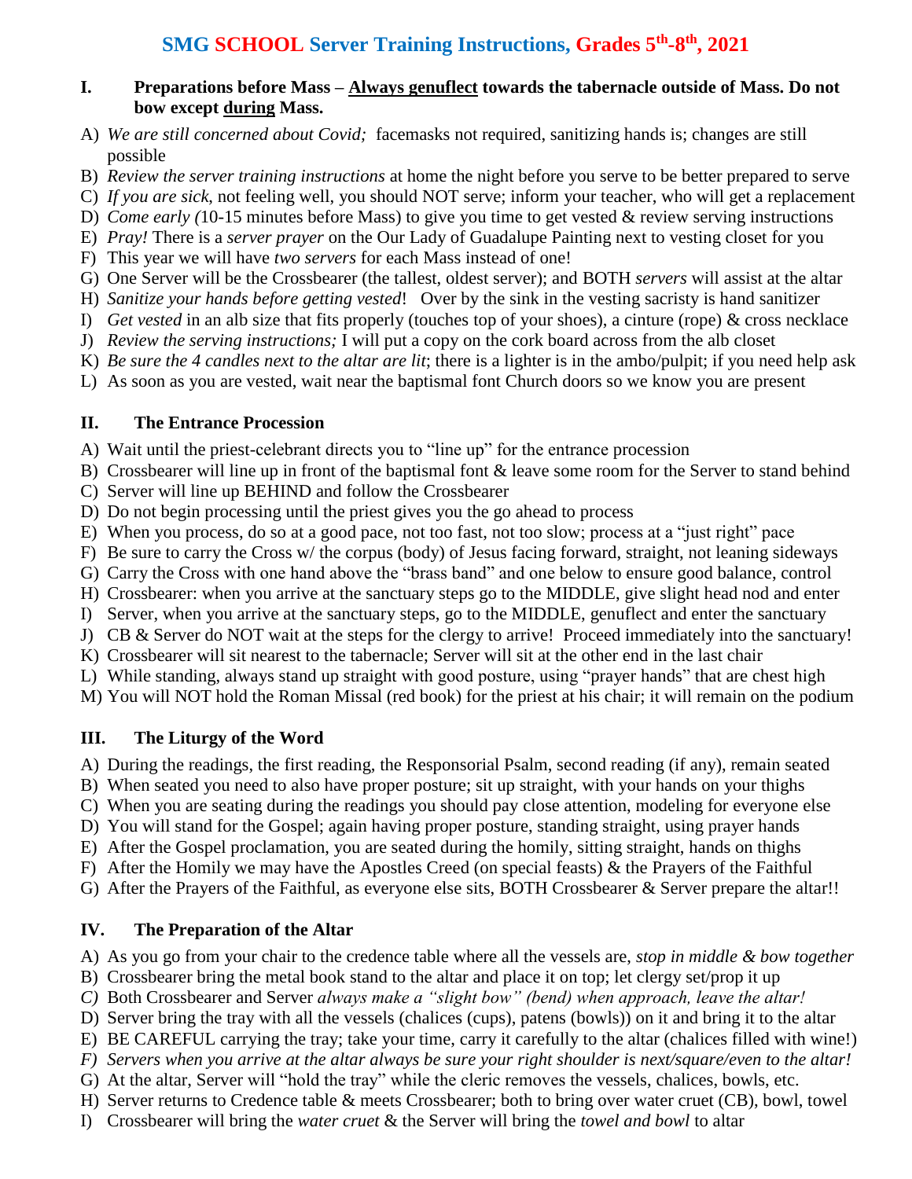# SMG SCHOOL Server Training Instructions, Grades 5th-8th, 2021

## I. Preparations before Mass – Always genuflect towards the tabernacle outside of Mass. Do not bow except during Mass.

A) *We are still concerned about Covid;* facemasks not required, sanitizing hands is; changes are still possible

B) *Review the server training instructions* at home the night before you serve to be better prepared to serve

C) *If you are sick*, not feeling well, you should NOT serve; inform your teacher, who will get a replacement

D) *Come early (*10-15 minutes before Mass) to give you time to get vested & review serving instructions

E) *Pray!* There is a *server prayer* on the Our Lady of Guadalupe Painting next to vesting closet for you

F) This year we will have *two servers* for each Mass instead of one!

G) One Server will be the Crossbearer (the tallest, oldest server); and BOTH *servers* will assist at the altar

H) *Sanitize your hands before getting vested*! Over by the sink in the vesting sacristy is hand sanitizer

I) *Get vested* in an alb size that fits properly (touches top of your shoes), a cinture (rope) & cross necklace

J) *Review the serving instructions;* I will put a copy on the cork board across from the alb closet

K) *Be sure the 4 candles next to the altar are lit*; there is a lighter is in the ambo/pulpit; if you need help ask

L) As soon as you are vested, wait near the baptismal font Church doors so we know you are present

## II. The Entrance Procession

A) Wait until the priest-celebrant directs you to "line up" for the entrance procession

B) Crossbearer will line up in front of the baptismal font & leave some room for the Server to stand behind

C) Server will line up BEHIND and follow the Crossbearer

D) Do not begin processing until the priest gives you the go ahead to process

E) When you process, do so at a good pace, not too fast, not too slow; process at a "just right" pace

F) Be sure to carry the Cross w/ the corpus (body) of Jesus facing forward, straight, not leaning sideways

G) Carry the Cross with one hand above the "brass band" and one below to ensure good balance, control

H) Crossbearer: when you arrive at the sanctuary steps go to the MIDDLE, give slight head nod and enter

I) Server, when you arrive at the sanctuary steps, go to the MIDDLE, genuflect and enter the sanctuary

J) CB & Server do NOT wait at the steps for the clergy to arrive! Proceed immediately into the sanctuary!

K) Crossbearer will sit nearest to the tabernacle; Server will sit at the other end in the last chair

L) While standing, always stand up straight with good posture, using "prayer hands" that are chest high

M) You will NOT hold the Roman Missal (red book) for the priest at his chair; it will remain on the podium

## III. The Liturgy of the Word

A) During the readings, the first reading, the Responsorial Psalm, second reading (if any), remain seated

B) When seated you need to also have proper posture; sit up straight, with your hands on your thighs

C) When you are seating during the readings you should pay close attention, modeling for everyone else

D) You will stand for the Gospel; again having proper posture, standing straight, using prayer hands

E) After the Gospel proclamation, you are seated during the homily, sitting straight, hands on thighs

F) After the Homily we may have the Apostles Creed (on special feasts) & the Prayers of the Faithful

G) After the Prayers of the Faithful, as everyone else sits, BOTH Crossbearer & Server prepare the altar!!

## IV. The Preparation of the Altar

A) As you go from your chair to the credence table where all the vessels are, *stop in middle & bow together*

B) Crossbearer bring the metal book stand to the altar and place it on top; let clergy set/prop it up

*C)* Both Crossbearer and Server *always make a "slight bow" (bend) when approach, leave the altar!*

D) Server bring the tray with all the vessels (chalices (cups), patens (bowls)) on it and bring it to the altar

E) BE CAREFUL carrying the tray; take your time, carry it carefully to the altar (chalices filled with wine!)

*F) Servers when you arrive at the altar always be sure your right shoulder is next/square/even to the altar!*

G) At the altar, Server will "hold the tray" while the cleric removes the vessels, chalices, bowls, etc.

H) Server returns to Credence table & meets Crossbearer; both to bring over water cruet (CB), bowl, towel

I) Crossbearer will bring the *water cruet* & the Server will bring the *towel and bowl* to altar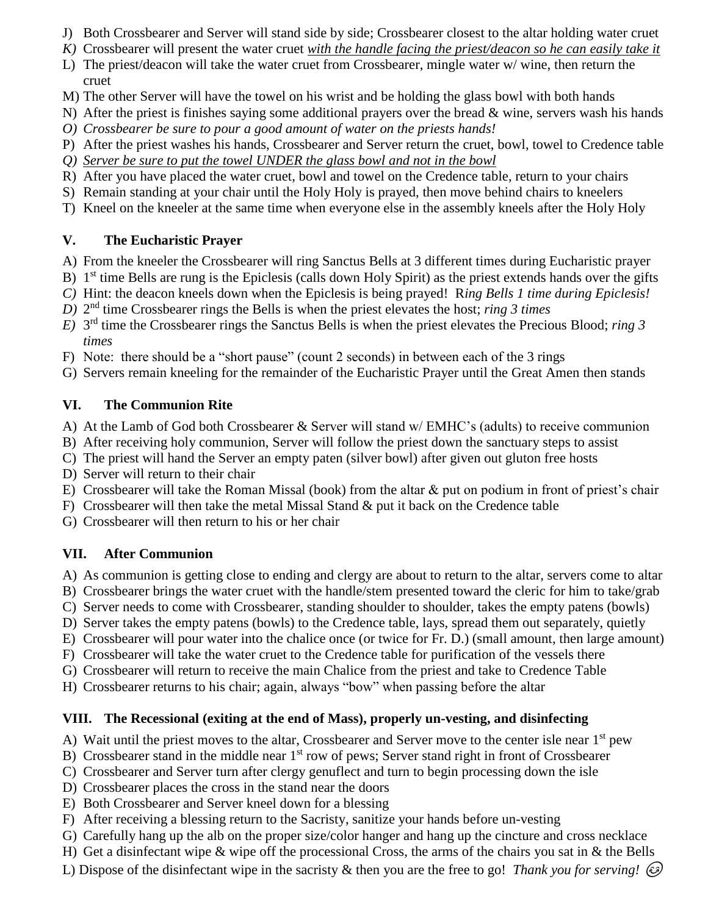J) Both Crossbearer and Server will stand side by side; Crossbearer closest to the altar holding water cruet

*K)* Crossbearer will present the water cruet *with the handle facing the priest/deacon so he can easily take it*

L) The priest/deacon will take the water cruet from Crossbearer, mingle water w/ wine, then return the cruet

M) The other Server will have the towel on his wrist and be holding the glass bowl with both hands

N) After the priest is finishes saying some additional prayers over the bread & wine, servers wash his hands

*O) Crossbearer be sure to pour a good amount of water on the priests hands!*

P) After the priest washes his hands, Crossbearer and Server return the cruet, bowl, towel to Credence table

*Q) Server be sure to put the towel UNDER the glass bowl and not in the bowl*

R) After you have placed the water cruet, bowl and towel on the Credence table, return to your chairs

S) Remain standing at your chair until the Holy Holy is prayed, then move behind chairs to kneelers

T) Kneel on the kneeler at the same time when everyone else in the assembly kneels after the Holy Holy

## V. The Eucharistic Prayer

A) From the kneeler the Crossbearer will ring Sanctus Bells at 3 different times during Eucharistic prayer

B) 1st time Bells are rung is the Epiclesis (calls down Holy Spirit) as the priest extends hands over the gifts

*C)* Hint: the deacon kneels down when the Epiclesis is being prayed! R*ing Bells 1 time during Epiclesis!*

*D)* 2nd time Crossbearer rings the Bells is when the priest elevates the host; *ring 3 times*

*E)* 3rd time the Crossbearer rings the Sanctus Bells is when the priest elevates the Precious Blood; *ring 3 times*

F) Note: there should be a "short pause" (count 2 seconds) in between each of the 3 rings

G) Servers remain kneeling for the remainder of the Eucharistic Prayer until the Great Amen then stands

## VI. The Communion Rite

A) At the Lamb of God both Crossbearer & Server will stand w/ EMHC's (adults) to receive communion

B) After receiving holy communion, Server will follow the priest down the sanctuary steps to assist

C) The priest will hand the Server an empty paten (silver bowl) after given out gluton free hosts

D) Server will return to their chair

E) Crossbearer will take the Roman Missal (book) from the altar & put on podium in front of priest's chair

F) Crossbearer will then take the metal Missal Stand & put it back on the Credence table

G) Crossbearer will then return to his or her chair

## VII. After Communion

A) As communion is getting close to ending and clergy are about to return to the altar, servers come to altar

B) Crossbearer brings the water cruet with the handle/stem presented toward the cleric for him to take/grab

C) Server needs to come with Crossbearer, standing shoulder to shoulder, takes the empty patens (bowls)

D) Server takes the empty patens (bowls) to the Credence table, lays, spread them out separately, quietly

E) Crossbearer will pour water into the chalice once (or twice for Fr. D.) (small amount, then large amount)

F) Crossbearer will take the water cruet to the Credence table for purification of the vessels there

G) Crossbearer will return to receive the main Chalice from the priest and take to Credence Table

H) Crossbearer returns to his chair; again, always "bow" when passing before the altar

## VIII. The Recessional (exiting at the end of Mass), properly un-vesting, and disinfecting

A) Wait until the priest moves to the altar, Crossbearer and Server move to the center isle near 1st pew

B) Crossbearer stand in the middle near 1st row of pews; Server stand right in front of Crossbearer

C) Crossbearer and Server turn after clergy genuflect and turn to begin processing down the isle

D) Crossbearer places the cross in the stand near the doors

E) Both Crossbearer and Server kneel down for a blessing

F) After receiving a blessing return to the Sacristy, sanitize your hands before un-vesting

G) Carefully hang up the alb on the proper size/color hanger and hang up the cincture and cross necklace

H) Get a disinfectant wipe & wipe off the processional Cross, the arms of the chairs you sat in & the Bells

L) Dispose of the disinfectant wipe in the sacristy & then you are the free to go! *Thank you for serving!* ☺